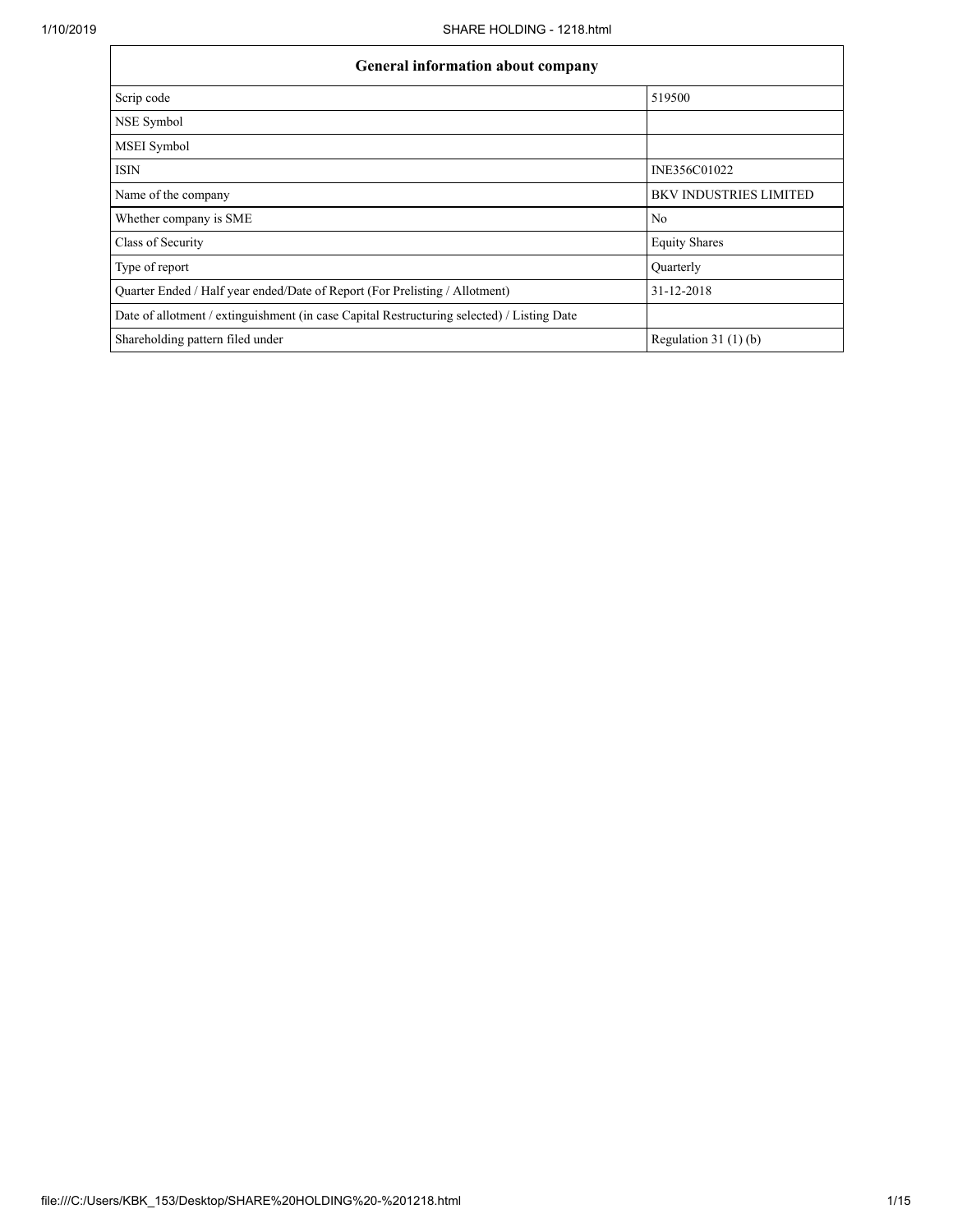| General information about company | |
|---|---|
| Scrip code | 519500 |
| NSE Symbol | |
| MSEI Symbol | |
| ISIN | INE356C01022 |
| Name of the company | BKV INDUSTRIES LIMITED |
| Whether company is SME | No |
| Class of Security | Equity Shares |
| Type of report | Quarterly |
| Quarter Ended / Half year ended/Date of Report (For Prelisting / Allotment) | 31-12-2018 |
| Date of allotment / extinguishment (in case Capital Restructuring selected) / Listing Date | |
| Shareholding pattern filed under | Regulation 31 (1) (b) |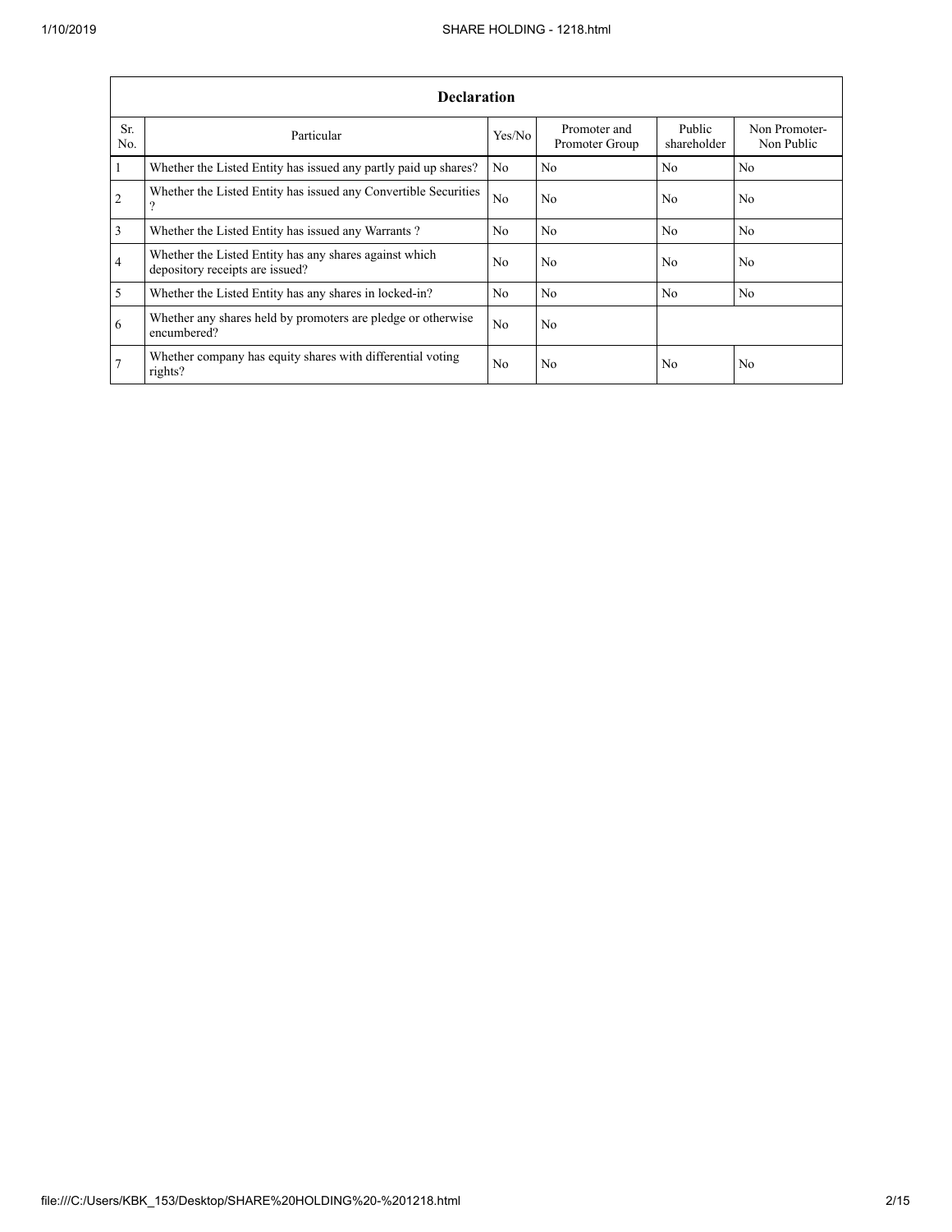| Declaration | | | | | |
|---|---|---|---|---|---|
| Sr. No. | Particular | Yes/No | Promoter and Promoter Group | Public shareholder | Non Promoter- Non Public |
| 1 | Whether the Listed Entity has issued any partly paid up shares? | No | No | No | No |
| 2 | Whether the Listed Entity has issued any Convertible Securities ? | No | No | No | No |
| 3 | Whether the Listed Entity has issued any Warrants ? | No | No | No | No |
| 4 | Whether the Listed Entity has any shares against which depository receipts are issued? | No | No | No | No |
| 5 | Whether the Listed Entity has any shares in locked-in? | No | No | No | No |
| 6 | Whether any shares held by promoters are pledge or otherwise encumbered? | No | No | | |
| 7 | Whether company has equity shares with differential voting rights? | No | No | No | No |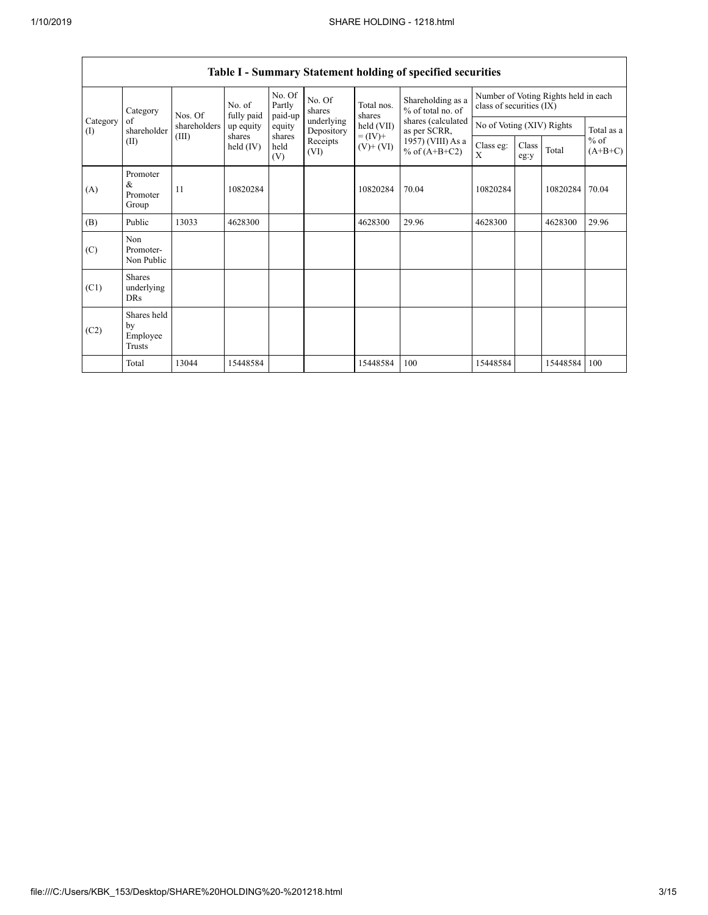## Table I - Summary Statement holding of specified securities

| Category (I) | Category of shareholder (II) | Nos. Of shareholders (III) | No. of fully paid up equity shares held (IV) | No. Of Partly paid-up equity shares held (V) | No. Of shares underlying Depository Receipts (VI) | Total nos. shares held (VII) = (IV)+ (V)+ (VI) | Shareholding as a % of total no. of shares (calculated as per SCRR, 1957) (VIII) As a % of (A+B+C2) | Number of Voting Rights held in each class of securities (IX) | | | |
|---|---|---|---|---|---|---|---|---|---|---|---|
| | | | | | | | | No of Voting (XIV) Rights | | | Total as a % of (A+B+C) |
| | | | | | | | | Class eg: X | Class eg:y | Total | |
| (A) | Promoter & Promoter Group | 11 | 10820284 | | | 10820284 | 70.04 | 10820284 | | 10820284 | 70.04 |
| (B) | Public | 13033 | 4628300 | | | 4628300 | 29.96 | 4628300 | | 4628300 | 29.96 |
| (C) | Non Promoter- Non Public | | | | | | | | | | |
| (C1) | Shares underlying DRs | | | | | | | | | | |
| (C2) | Shares held by Employee Trusts | | | | | | | | | | |
| | Total | 13044 | 15448584 | | | 15448584 | 100 | 15448584 | | 15448584 | 100 |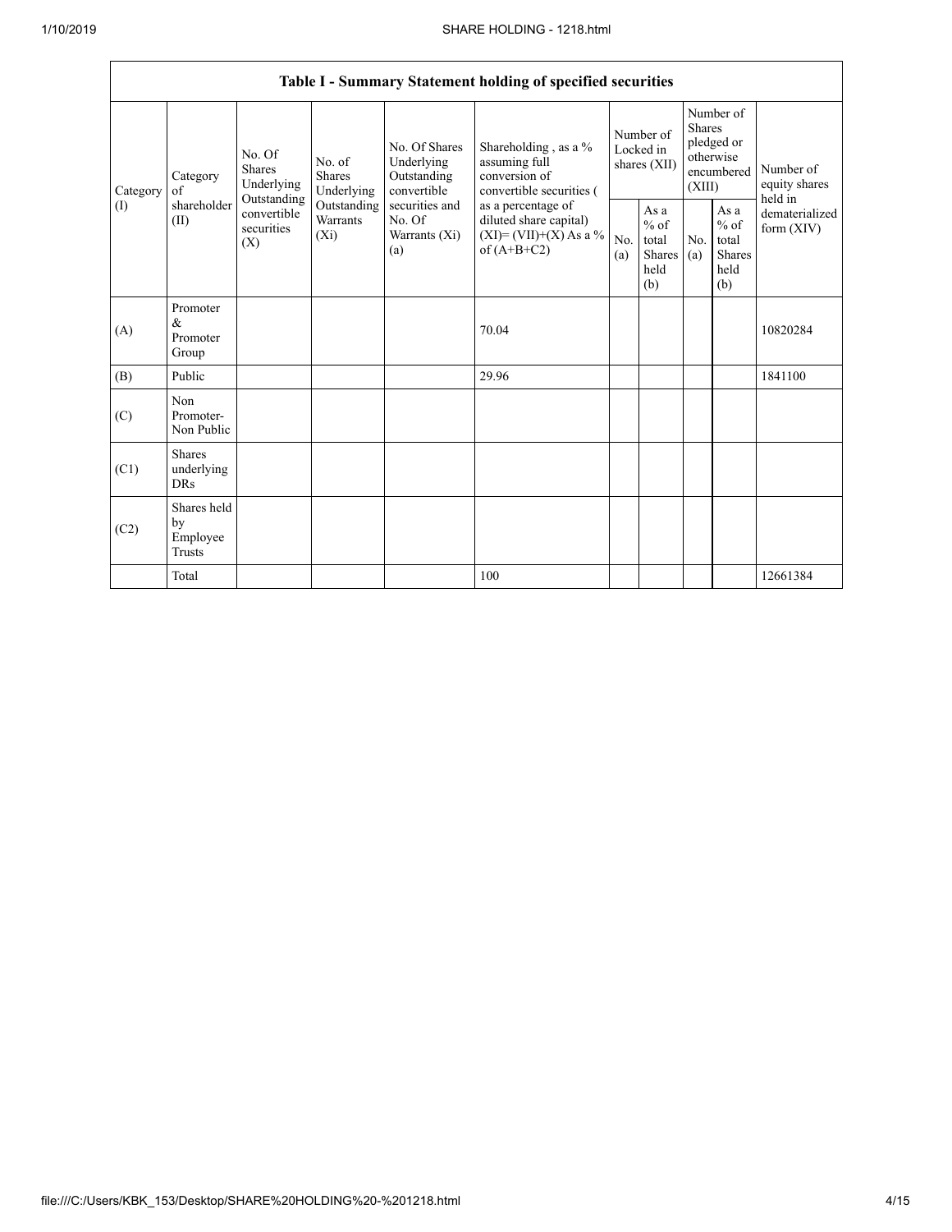| Table I - Summary Statement holding of specified securities | | | | | | | | | | |
|---|---|---|---|---|---|---|---|---|---|---|
| Category (I) | Category of shareholder (II) | No. Of Shares Underlying Outstanding convertible securities (X) | No. of Shares Underlying Outstanding Warrants (Xi) | No. Of Shares Underlying Outstanding convertible securities and No. Of Warrants (Xi) (a) | Shareholding , as a % assuming full conversion of convertible securities ( as a percentage of diluted share capital) (XI)= (VII)+(X) As a % of (A+B+C2) | Number of Locked in shares (XII) | | Number of Shares pledged or otherwise encumbered (XIII) | | Number of equity shares held in dematerialized form (XIV) |
| | | | | | | No. (a) | As a % of total Shares held (b) | No. (a) | As a % of total Shares held (b) | |
| (A) | Promoter & Promoter Group | | | | 70.04 | | | | | 10820284 |
| (B) | Public | | | | 29.96 | | | | | 1841100 |
| (C) | Non Promoter- Non Public | | | | | | | | | |
| (C1) | Shares underlying DRs | | | | | | | | | |
| (C2) | Shares held by Employee Trusts | | | | | | | | | |
| | Total | | | | 100 | | | | | 12661384 |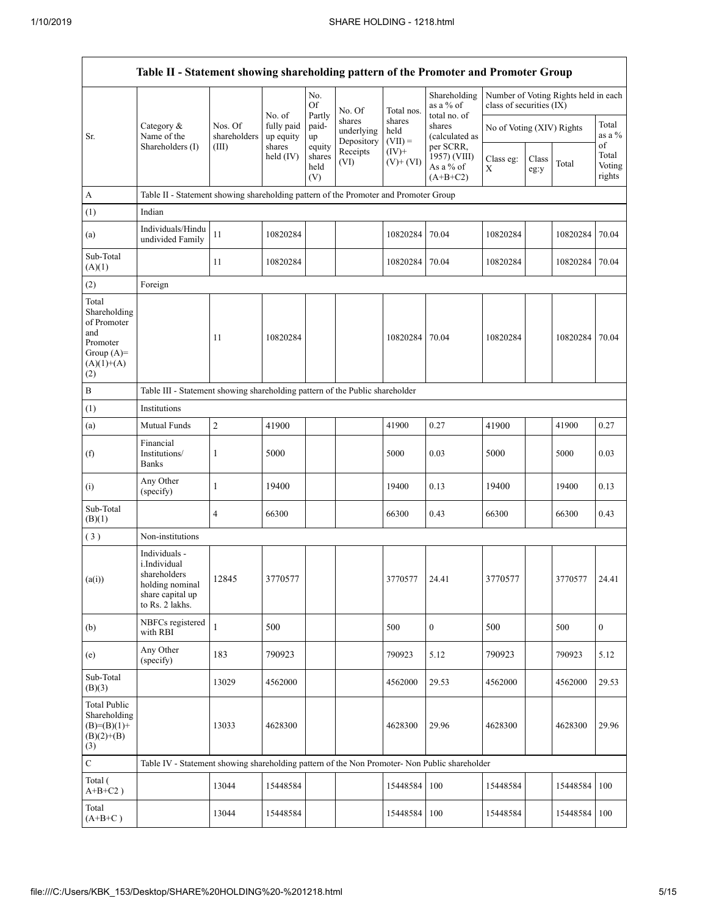| Table II - Statement showing shareholding pattern of the Promoter and Promoter Group | | | | | | | | | | | |
|---|---|---|---|---|---|---|---|---|---|---|---|
| Sr. | Category & Name of the Shareholders (I) | Nos. Of shareholders (III) | No. of fully paid up equity shares held (IV) | No. Of Partly paid-up equity shares held (V) | No. Of shares underlying Depository Receipts (VI) | Total nos. shares held (VII) = (IV)+ (V)+ (VI) | Shareholding as a % of total no. of shares (calculated as per SCRR, 1957) (VIII) As a % of (A+B+C2) | Number of Voting Rights held in each class of securities (IX) | | | |
| | | | | | | | | No of Voting (XIV) Rights | | | Total as a % of Total Voting rights |
| | | | | | | | | Class eg: X | Class eg:y | Total | |
| A | Table II - Statement showing shareholding pattern of the Promoter and Promoter Group | | | | | | | | | | |
| (1) | Indian | | | | | | | | | | |
| (a) | Individuals/Hindu undivided Family | 11 | 10820284 | | | 10820284 | 70.04 | 10820284 | | 10820284 | 70.04 |
| Sub-Total (A)(1) | | 11 | 10820284 | | | 10820284 | 70.04 | 10820284 | | 10820284 | 70.04 |
| (2) | Foreign | | | | | | | | | | |
| Total Shareholding of Promoter and Promoter Group (A)=(A)(1)+(A)(2) | | 11 | 10820284 | | | 10820284 | 70.04 | 10820284 | | 10820284 | 70.04 |
| B | Table III - Statement showing shareholding pattern of the Public shareholder | | | | | | | | | | |
| (1) | Institutions | | | | | | | | | | |
| (a) | Mutual Funds | 2 | 41900 | | | 41900 | 0.27 | 41900 | | 41900 | 0.27 |
| (f) | Financial Institutions/ Banks | 1 | 5000 | | | 5000 | 0.03 | 5000 | | 5000 | 0.03 |
| (i) | Any Other (specify) | 1 | 19400 | | | 19400 | 0.13 | 19400 | | 19400 | 0.13 |
| Sub-Total (B)(1) | | 4 | 66300 | | | 66300 | 0.43 | 66300 | | 66300 | 0.43 |
| ( 3 ) | Non-institutions | | | | | | | | | | |
| (a(i)) | Individuals - i.Individual shareholders holding nominal share capital up to Rs. 2 lakhs. | 12845 | 3770577 | | | 3770577 | 24.41 | 3770577 | | 3770577 | 24.41 |
| (b) | NBFCs registered with RBI | 1 | 500 | | | 500 | 0 | 500 | | 500 | 0 |
| (e) | Any Other (specify) | 183 | 790923 | | | 790923 | 5.12 | 790923 | | 790923 | 5.12 |
| Sub-Total (B)(3) | | 13029 | 4562000 | | | 4562000 | 29.53 | 4562000 | | 4562000 | 29.53 |
| Total Public Shareholding (B)=(B)(1)+(B)(2)+(B)(3) | | 13033 | 4628300 | | | 4628300 | 29.96 | 4628300 | | 4628300 | 29.96 |
| C | Table IV - Statement showing shareholding pattern of the Non Promoter- Non Public shareholder | | | | | | | | | | |
| Total ( A+B+C2 ) | | 13044 | 15448584 | | | 15448584 | 100 | 15448584 | | 15448584 | 100 |
| Total (A+B+C ) | | 13044 | 15448584 | | | 15448584 | 100 | 15448584 | | 15448584 | 100 |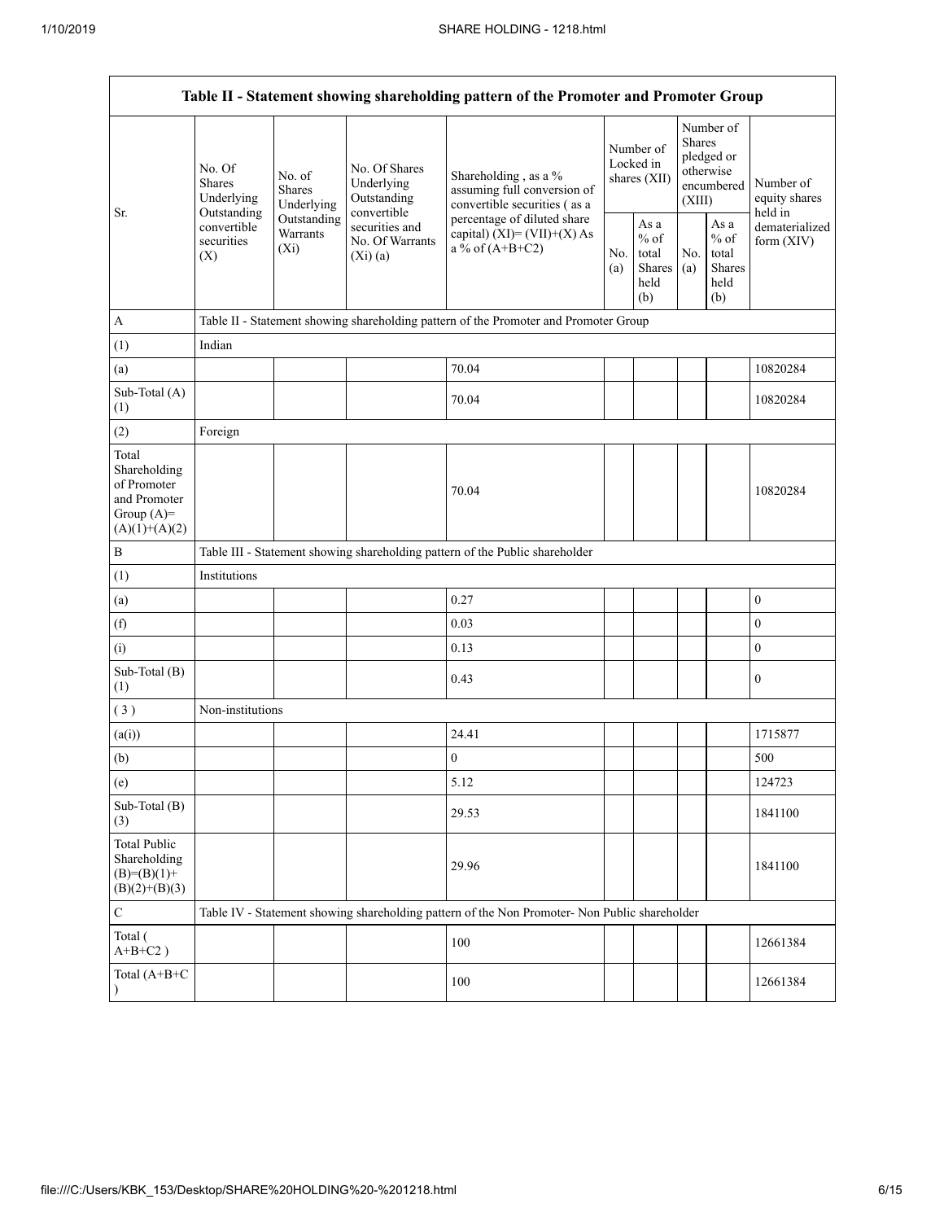| Table II - Statement showing shareholding pattern of the Promoter and Promoter Group | | | | | | | | | |
|---|---|---|---|---|---|---|---|---|---|
| Sr. | No. Of Shares Underlying Outstanding convertible securities (X) | No. of Shares Underlying Outstanding Warrants (Xi) | No. Of Shares Underlying Outstanding convertible securities and No. Of Warrants (Xi) (a) | Shareholding , as a % assuming full conversion of convertible securities ( as a percentage of diluted share capital) (XI)= (VII)+(X) As a % of (A+B+C2) | Number of Locked in shares (XII) | | Number of Shares pledged or otherwise encumbered (XIII) | | Number of equity shares held in dematerialized form (XIV) |
| | | | | | No. (a) | As a % of total Shares held (b) | No. (a) | As a % of total Shares held (b) | |
| A | Table II - Statement showing shareholding pattern of the Promoter and Promoter Group | | | | | | | | |
| (1) | Indian | | | | | | | | |
| (a) | | | | 70.04 | | | | | 10820284 |
| Sub-Total (A) (1) | | | | 70.04 | | | | | 10820284 |
| (2) | Foreign | | | | | | | | |
| Total Shareholding of Promoter and Promoter Group (A)= (A)(1)+(A)(2) | | | | 70.04 | | | | | 10820284 |
| B | Table III - Statement showing shareholding pattern of the Public shareholder | | | | | | | | |
| (1) | Institutions | | | | | | | | |
| (a) | | | | 0.27 | | | | | 0 |
| (f) | | | | 0.03 | | | | | 0 |
| (i) | | | | 0.13 | | | | | 0 |
| Sub-Total (B) (1) | | | | 0.43 | | | | | 0 |
| ( 3 ) | Non-institutions | | | | | | | | |
| (a(i)) | | | | 24.41 | | | | | 1715877 |
| (b) | | | | 0 | | | | | 500 |
| (e) | | | | 5.12 | | | | | 124723 |
| Sub-Total (B) (3) | | | | 29.53 | | | | | 1841100 |
| Total Public Shareholding (B)=(B)(1)+(B)(2)+(B)(3) | | | | 29.96 | | | | | 1841100 |
| C | Table IV - Statement showing shareholding pattern of the Non Promoter- Non Public shareholder | | | | | | | | |
| Total ( A+B+C2 ) | | | | 100 | | | | | 12661384 |
| Total (A+B+C ) | | | | 100 | | | | | 12661384 |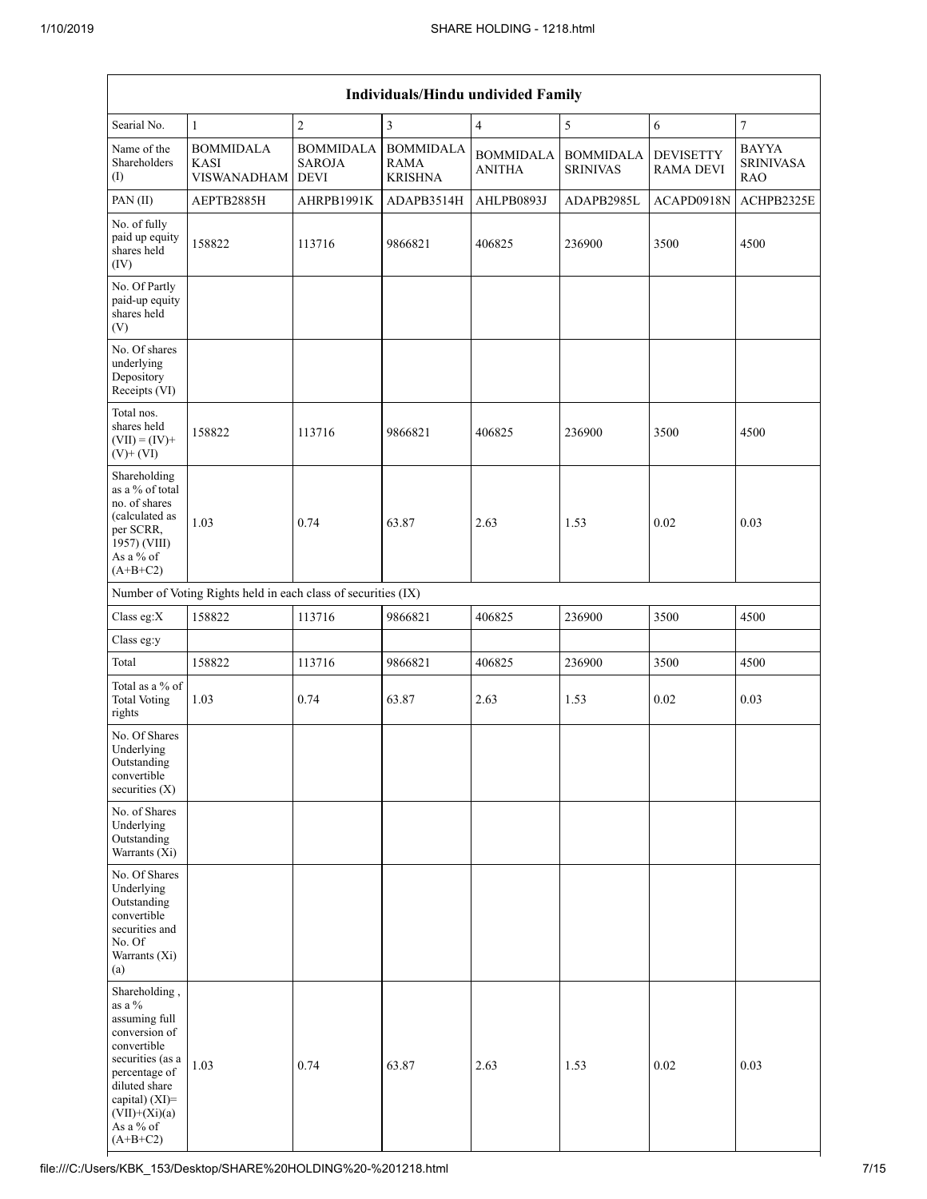| Individuals/Hindu undivided Family | | | | | | | |
|---|---|---|---|---|---|---|---|
| Searial No. | 1 | 2 | 3 | 4 | 5 | 6 | 7 |
| Name of the Shareholders (I) | BOMMIDALA KASI VISWANADHAM | BOMMIDALA SAROJA DEVI | BOMMIDALA RAMA KRISHNA | BOMMIDALA ANITHA | BOMMIDALA SRINIVAS | DEVISETTY RAMA DEVI | BAYYA SRINIVASA RAO |
| PAN (II) | AEPTB2885H | AHRPB1991K | ADAPB3514H | AHLPB0893J | ADAPB2985L | ACAPD0918N | ACHPB2325E |
| No. of fully paid up equity shares held (IV) | 158822 | 113716 | 9866821 | 406825 | 236900 | 3500 | 4500 |
| No. Of Partly paid-up equity shares held (V) | | | | | | | |
| No. Of shares underlying Depository Receipts (VI) | | | | | | | |
| Total nos. shares held (VII) = (IV)+ (V)+ (VI) | 158822 | 113716 | 9866821 | 406825 | 236900 | 3500 | 4500 |
| Shareholding as a % of total no. of shares (calculated as per SCRR, 1957) (VIII) As a % of (A+B+C2) | 1.03 | 0.74 | 63.87 | 2.63 | 1.53 | 0.02 | 0.03 |
| Number of Voting Rights held in each class of securities (IX) | | | | | | | |
| Class eg:X | 158822 | 113716 | 9866821 | 406825 | 236900 | 3500 | 4500 |
| Class eg:y | | | | | | | |
| Total | 158822 | 113716 | 9866821 | 406825 | 236900 | 3500 | 4500 |
| Total as a % of Total Voting rights | 1.03 | 0.74 | 63.87 | 2.63 | 1.53 | 0.02 | 0.03 |
| No. Of Shares Underlying Outstanding convertible securities (X) | | | | | | | |
| No. of Shares Underlying Outstanding Warrants (Xi) | | | | | | | |
| No. Of Shares Underlying Outstanding convertible securities and No. Of Warrants (Xi) (a) | | | | | | | |
| Shareholding , as a % assuming full conversion of convertible securities (as a percentage of diluted share capital) (XI)= (VII)+(Xi)(a) As a % of (A+B+C2) | 1.03 | 0.74 | 63.87 | 2.63 | 1.53 | 0.02 | 0.03 |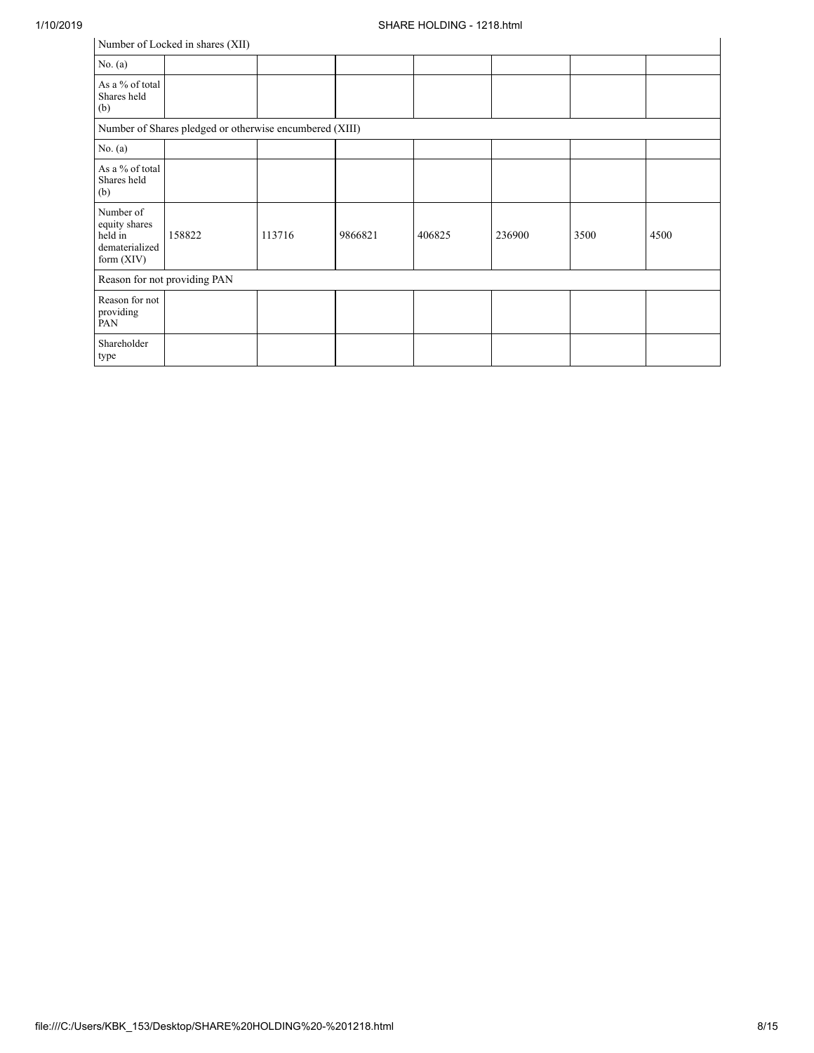| Number of Locked in shares (XII) | | | | | | | |
|---|---|---|---|---|---|---|---|
| No. (a) | | | | | | | |
| As a % of total Shares held (b) | | | | | | | |
| Number of Shares pledged or otherwise encumbered (XIII) | | | | | | | |
| No. (a) | | | | | | | |
| As a % of total Shares held (b) | | | | | | | |
| Number of equity shares held in dematerialized form (XIV) | 158822 | 113716 | 9866821 | 406825 | 236900 | 3500 | 4500 |
| Reason for not providing PAN | | | | | | | |
| Reason for not providing PAN | | | | | | | |
| Shareholder type | | | | | | | |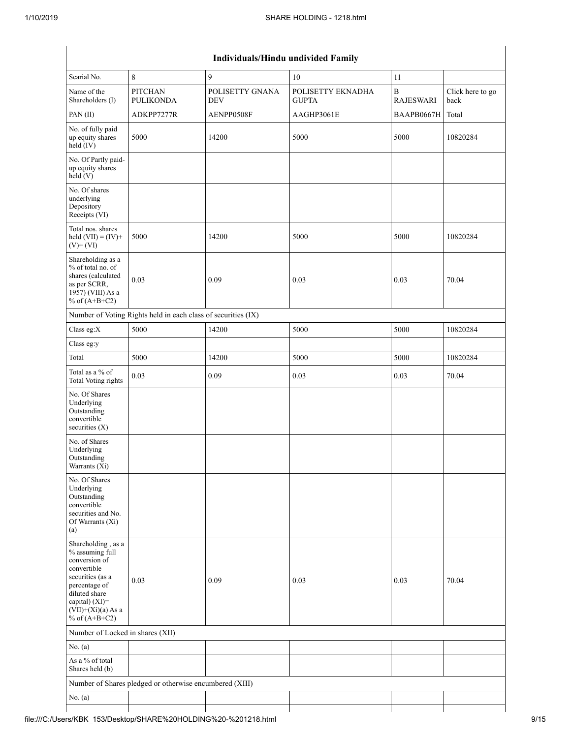| Individuals/Hindu undivided Family | | | | | |
|---|---|---|---|---|---|
| Searial No. | 8 | 9 | 10 | 11 | |
| Name of the Shareholders (I) | PITCHAN PULIKONDA | POLISETTY GNANA DEV | POLISETTY EKNADHA GUPTA | B RAJESWARI | Click here to go back |
| PAN (II) | ADKPP7277R | AENPP0508F | AAGHP3061E | BAAPB0667H | Total |
| No. of fully paid up equity shares held (IV) | 5000 | 14200 | 5000 | 5000 | 10820284 |
| No. Of Partly paid-up equity shares held (V) | | | | | |
| No. Of shares underlying Depository Receipts (VI) | | | | | |
| Total nos. shares held (VII) = (IV)+ (V)+ (VI) | 5000 | 14200 | 5000 | 5000 | 10820284 |
| Shareholding as a % of total no. of shares (calculated as per SCRR, 1957) (VIII) As a % of (A+B+C2) | 0.03 | 0.09 | 0.03 | 0.03 | 70.04 |
| Number of Voting Rights held in each class of securities (IX) | | | | | |
| Class eg:X | 5000 | 14200 | 5000 | 5000 | 10820284 |
| Class eg:y | | | | | |
| Total | 5000 | 14200 | 5000 | 5000 | 10820284 |
| Total as a % of Total Voting rights | 0.03 | 0.09 | 0.03 | 0.03 | 70.04 |
| No. Of Shares Underlying Outstanding convertible securities (X) | | | | | |
| No. of Shares Underlying Outstanding Warrants (Xi) | | | | | |
| No. Of Shares Underlying Outstanding convertible securities and No. Of Warrants (Xi) (a) | | | | | |
| Shareholding , as a % assuming full conversion of convertible securities (as a percentage of diluted share capital) (XI)= (VII)+(Xi)(a) As a % of (A+B+C2) | 0.03 | 0.09 | 0.03 | 0.03 | 70.04 |
| Number of Locked in shares (XII) | | | | | |
| No. (a) | | | | | |
| As a % of total Shares held (b) | | | | | |
| Number of Shares pledged or otherwise encumbered (XIII) | | | | | |
| No. (a) | | | | | |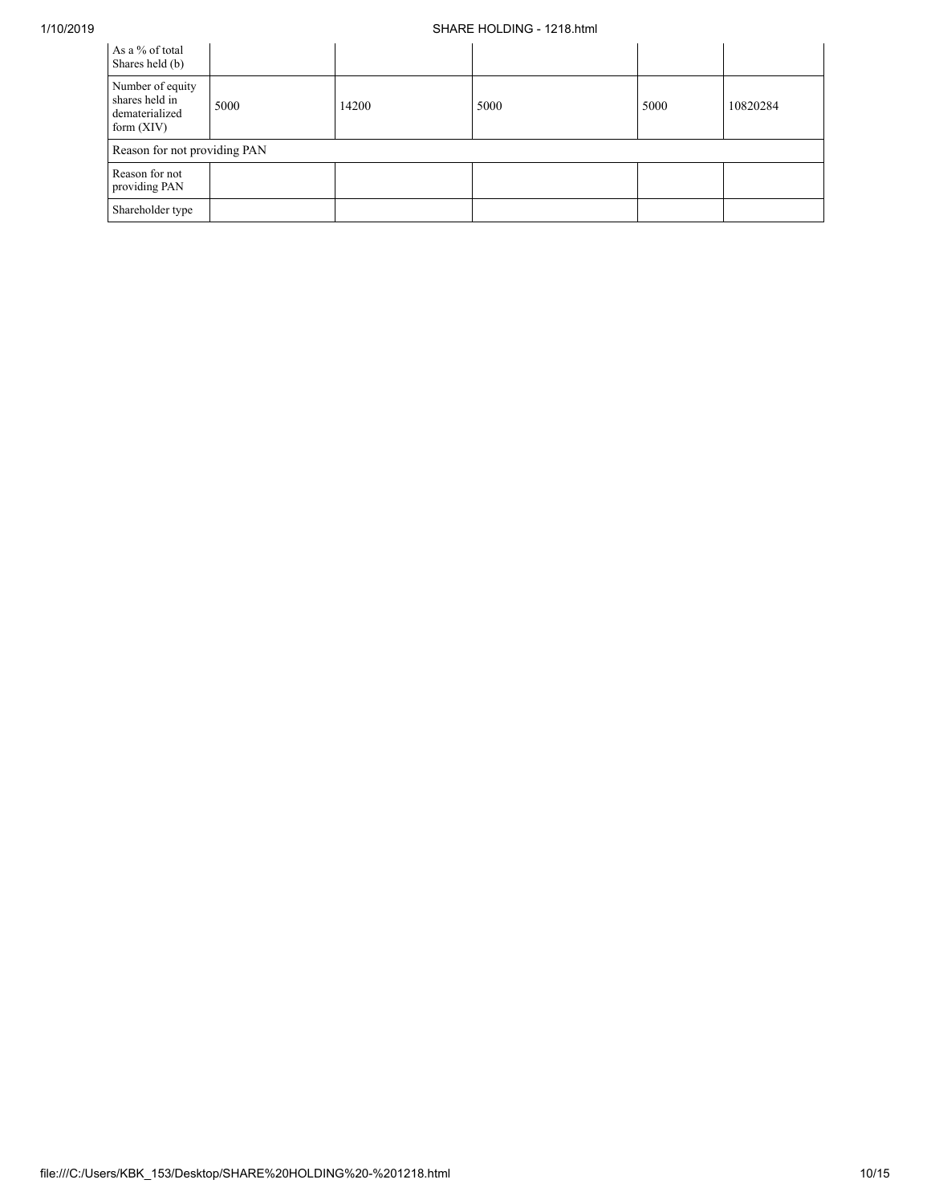| As a % of total Shares held (b) | | | | | |
|---|---|---|---|---|---|
| Number of equity shares held in dematerialized form (XIV) | 5000 | 14200 | 5000 | 5000 | 10820284 |
| Reason for not providing PAN | | | | | |
| Reason for not providing PAN | | | | | |
| Shareholder type | | | | | |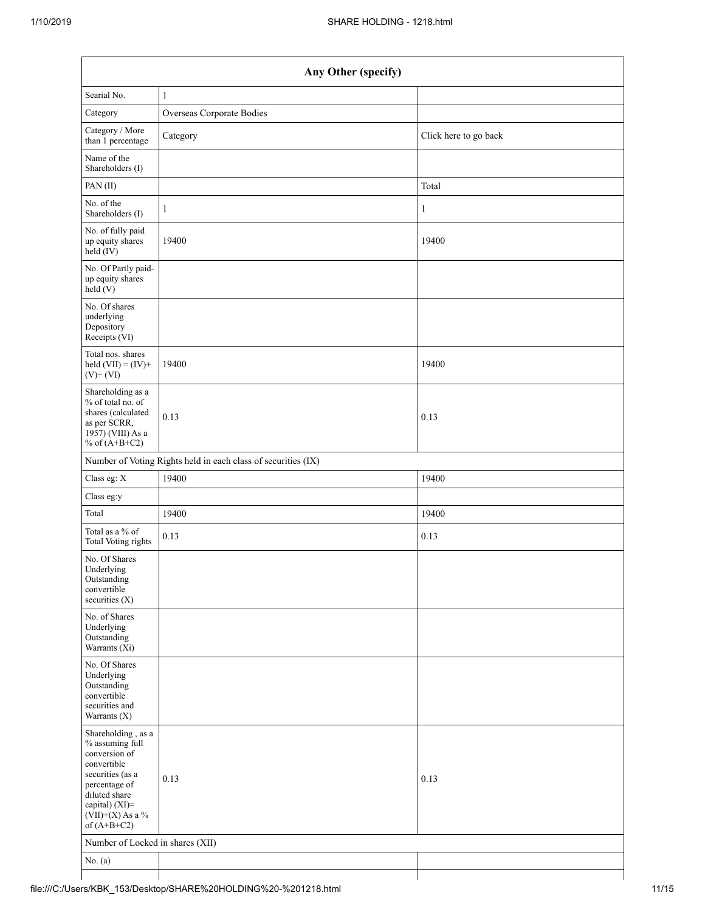| Any Other (specify) | | |
|---|---|---|
| Searial No. | 1 | |
| Category | Overseas Corporate Bodies | |
| Category / More than 1 percentage | Category | Click here to go back |
| Name of the Shareholders (I) | | |
| PAN (II) | | Total |
| No. of the Shareholders (I) | 1 | 1 |
| No. of fully paid up equity shares held (IV) | 19400 | 19400 |
| No. Of Partly paid-up equity shares held (V) | | |
| No. Of shares underlying Depository Receipts (VI) | | |
| Total nos. shares held (VII) = (IV)+ (V)+ (VI) | 19400 | 19400 |
| Shareholding as a % of total no. of shares (calculated as per SCRR, 1957) (VIII) As a % of (A+B+C2) | 0.13 | 0.13 |
| Number of Voting Rights held in each class of securities (IX) | | |
| Class eg: X | 19400 | 19400 |
| Class eg:y | | |
| Total | 19400 | 19400 |
| Total as a % of Total Voting rights | 0.13 | 0.13 |
| No. Of Shares Underlying Outstanding convertible securities (X) | | |
| No. of Shares Underlying Outstanding Warrants (Xi) | | |
| No. Of Shares Underlying Outstanding convertible securities and Warrants (X) | | |
| Shareholding , as a % assuming full conversion of convertible securities (as a percentage of diluted share capital) (XI)= (VII)+(X) As a % of (A+B+C2) | 0.13 | 0.13 |
| Number of Locked in shares (XII) | | |
| No. (a) | | |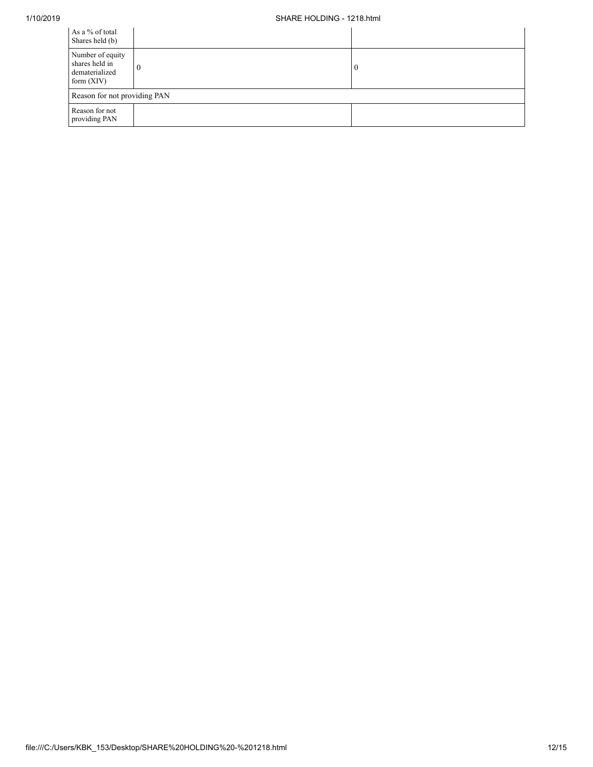| As a % of total Shares held (b) | | |
|---|---|---|
| Number of equity shares held in dematerialized form (XIV) | 0 | 0 |
| Reason for not providing PAN | | |
| Reason for not providing PAN | | |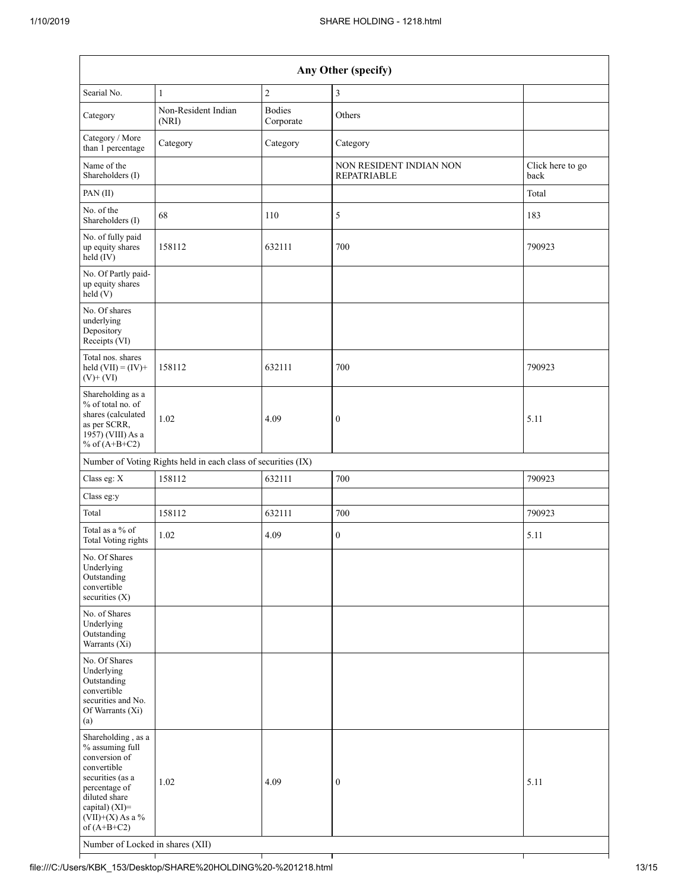| Any Other (specify) | | | | |
|---|---|---|---|---|
| Searial No. | 1 | 2 | 3 | |
| Category | Non-Resident Indian (NRI) | Bodies Corporate | Others | |
| Category / More than 1 percentage | Category | Category | Category | |
| Name of the Shareholders (I) | | | NON RESIDENT INDIAN NON REPATRIABLE | Click here to go back |
| PAN (II) | | | | Total |
| No. of the Shareholders (I) | 68 | 110 | 5 | 183 |
| No. of fully paid up equity shares held (IV) | 158112 | 632111 | 700 | 790923 |
| No. Of Partly paid-up equity shares held (V) | | | | |
| No. Of shares underlying Depository Receipts (VI) | | | | |
| Total nos. shares held (VII) = (IV)+(V)+ (VI) | 158112 | 632111 | 700 | 790923 |
| Shareholding as a % of total no. of shares (calculated as per SCRR, 1957) (VIII) As a % of (A+B+C2) | 1.02 | 4.09 | 0 | 5.11 |
| Number of Voting Rights held in each class of securities (IX) | | | | |
| Class eg: X | 158112 | 632111 | 700 | 790923 |
| Class eg:y | | | | |
| Total | 158112 | 632111 | 700 | 790923 |
| Total as a % of Total Voting rights | 1.02 | 4.09 | 0 | 5.11 |
| No. Of Shares Underlying Outstanding convertible securities (X) | | | | |
| No. of Shares Underlying Outstanding Warrants (Xi) | | | | |
| No. Of Shares Underlying Outstanding convertible securities and No. Of Warrants (Xi) (a) | | | | |
| Shareholding , as a % assuming full conversion of convertible securities (as a percentage of diluted share capital) (XI)= (VII)+(X) As a % of (A+B+C2) | 1.02 | 4.09 | 0 | 5.11 |
| Number of Locked in shares (XII) | | | | |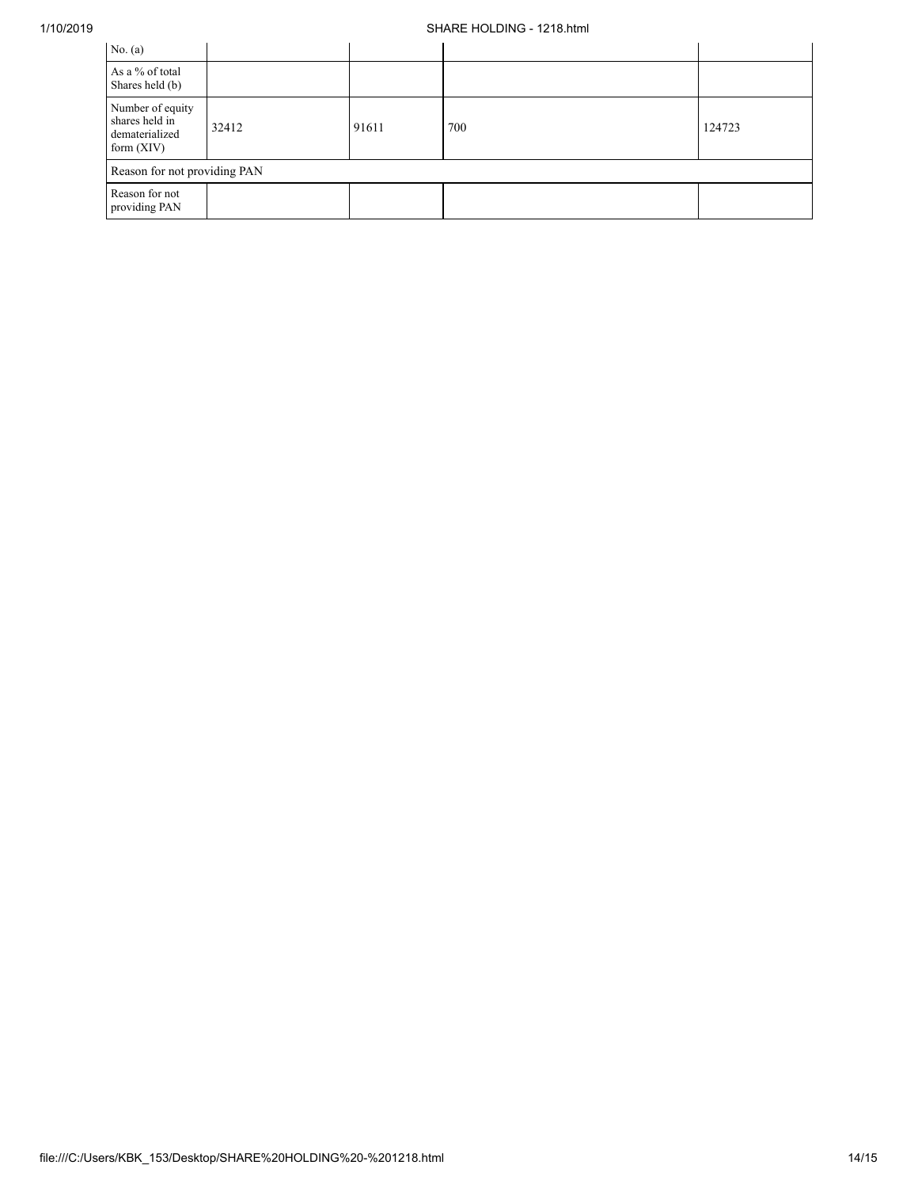| | | | | |
|---|---|---|---|---|
| No. (a) | | | | |
| As a % of total Shares held (b) | | | | |
| Number of equity shares held in dematerialized form (XIV) | 32412 | 91611 | 700 | 124723 |
| Reason for not providing PAN | | | | |
| Reason for not providing PAN | | | | |